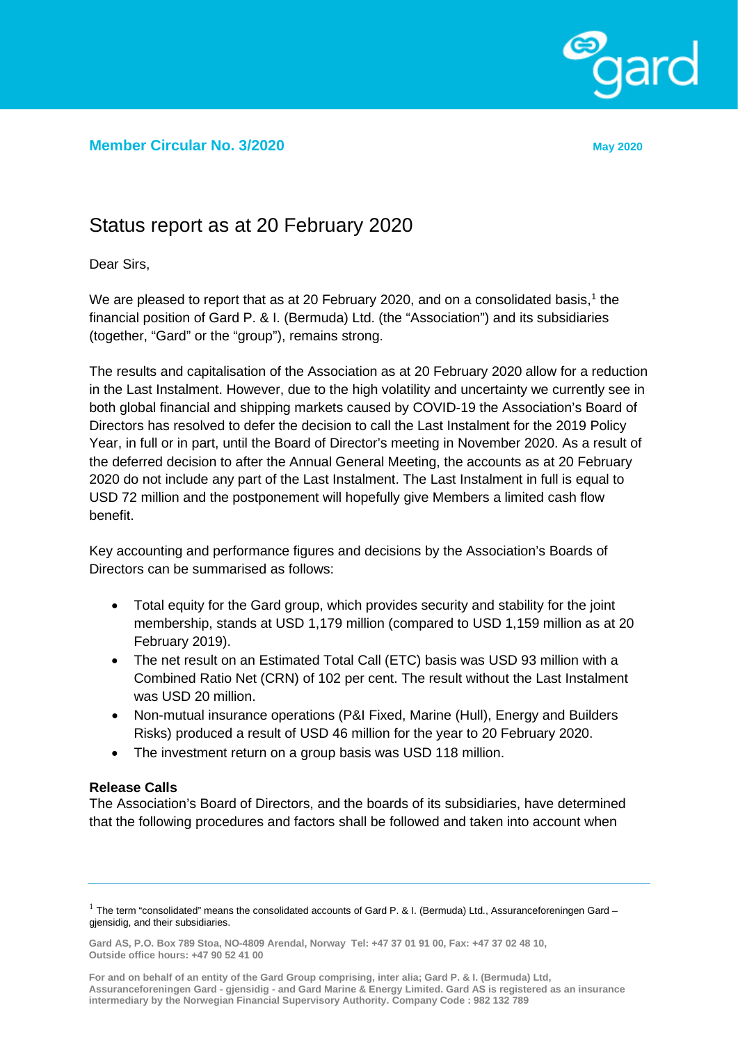**Member Circular No. 3/2020** **May 2020**

# Status report as at 20 February 2020

Dear Sirs,

We are pleased to report that as at 20 February 2020, and on a consolidated basis,[1] the financial position of Gard P. & I. (Bermuda) Ltd. (the "Association") and its subsidiaries (together, "Gard" or the "group"), remains strong.

The results and capitalisation of the Association as at 20 February 2020 allow for a reduction in the Last Instalment. However, due to the high volatility and uncertainty we currently see in both global financial and shipping markets caused by COVID-19 the Association's Board of Directors has resolved to defer the decision to call the Last Instalment for the 2019 Policy Year, in full or in part, until the Board of Director's meeting in November 2020. As a result of the deferred decision to after the Annual General Meeting, the accounts as at 20 February 2020 do not include any part of the Last Instalment. The Last Instalment in full is equal to USD 72 million and the postponement will hopefully give Members a limited cash flow benefit.

Key accounting and performance figures and decisions by the Association's Boards of Directors can be summarised as follows:

- Total equity for the Gard group, which provides security and stability for the joint membership, stands at USD 1,179 million (compared to USD 1,159 million as at 20 February 2019).
- The net result on an Estimated Total Call (ETC) basis was USD 93 million with a Combined Ratio Net (CRN) of 102 per cent. The result without the Last Instalment was USD 20 million.
- Non-mutual insurance operations (P&I Fixed, Marine (Hull), Energy and Builders Risks) produced a result of USD 46 million for the year to 20 February 2020.
- The investment return on a group basis was USD 118 million.

**Release Calls**

The Association's Board of Directors, and the boards of its subsidiaries, have determined that the following procedures and factors shall be followed and taken into account when

---

[1] The term "consolidated" means the consolidated accounts of Gard P. & I. (Bermuda) Ltd., Assuranceforeningen Gard – gjensidig, and their subsidiaries.

Gard AS, P.O. Box 789 Stoa, NO-4809 Arendal, Norway Tel: +47 37 01 91 00, Fax: +47 37 02 48 10, Outside office hours: +47 90 52 41 00

For and on behalf of an entity of the Gard Group comprising, inter alia; Gard P. & I. (Bermuda) Ltd, Assuranceforeningen Gard - gjensidig - and Gard Marine & Energy Limited. Gard AS is registered as an insurance intermediary by the Norwegian Financial Supervisory Authority. Company Code : 982 132 789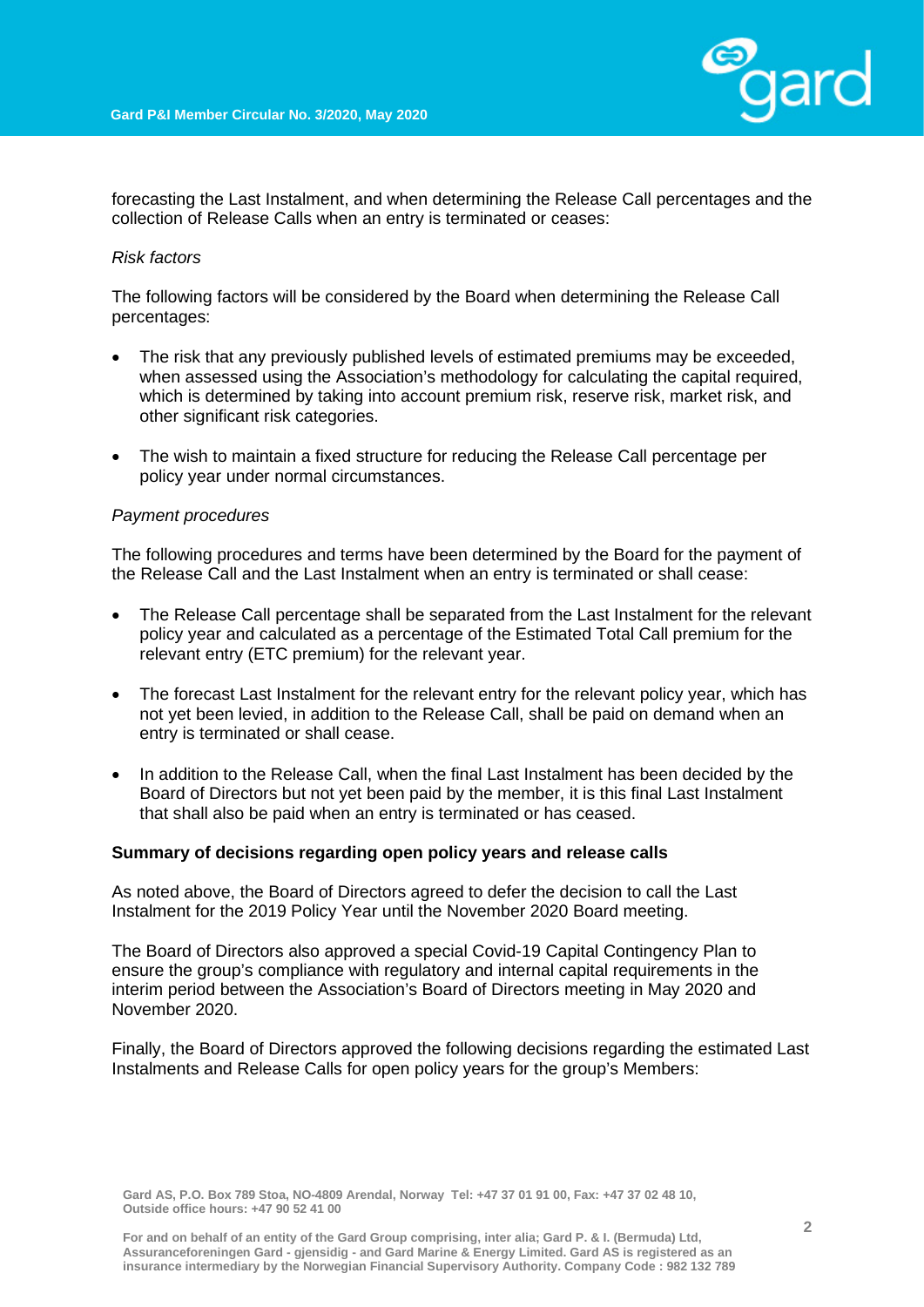forecasting the Last Instalment, and when determining the Release Call percentages and the collection of Release Calls when an entry is terminated or ceases:

*Risk factors*

The following factors will be considered by the Board when determining the Release Call percentages:

- The risk that any previously published levels of estimated premiums may be exceeded, when assessed using the Association's methodology for calculating the capital required, which is determined by taking into account premium risk, reserve risk, market risk, and other significant risk categories.

- The wish to maintain a fixed structure for reducing the Release Call percentage per policy year under normal circumstances.

*Payment procedures*

The following procedures and terms have been determined by the Board for the payment of the Release Call and the Last Instalment when an entry is terminated or shall cease:

- The Release Call percentage shall be separated from the Last Instalment for the relevant policy year and calculated as a percentage of the Estimated Total Call premium for the relevant entry (ETC premium) for the relevant year.

- The forecast Last Instalment for the relevant entry for the relevant policy year, which has not yet been levied, in addition to the Release Call, shall be paid on demand when an entry is terminated or shall cease.

- In addition to the Release Call, when the final Last Instalment has been decided by the Board of Directors but not yet been paid by the member, it is this final Last Instalment that shall also be paid when an entry is terminated or has ceased.

**Summary of decisions regarding open policy years and release calls**

As noted above, the Board of Directors agreed to defer the decision to call the Last Instalment for the 2019 Policy Year until the November 2020 Board meeting.

The Board of Directors also approved a special Covid-19 Capital Contingency Plan to ensure the group's compliance with regulatory and internal capital requirements in the interim period between the Association's Board of Directors meeting in May 2020 and November 2020.

Finally, the Board of Directors approved the following decisions regarding the estimated Last Instalments and Release Calls for open policy years for the group's Members: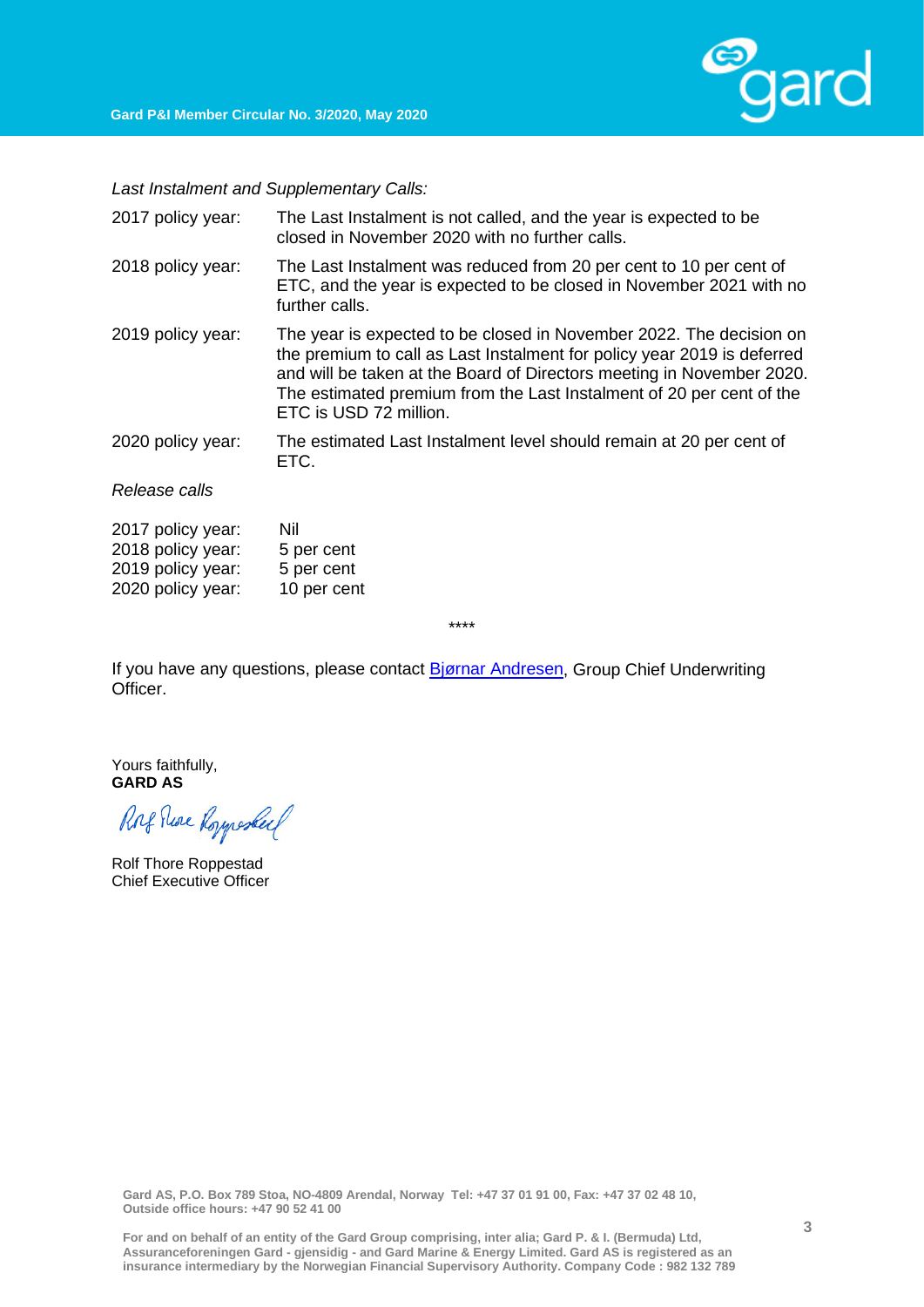*Last Instalment and Supplementary Calls:*

| | |
|---|---|
| 2017 policy year: | The Last Instalment is not called, and the year is expected to be closed in November 2020 with no further calls. |
| 2018 policy year: | The Last Instalment was reduced from 20 per cent to 10 per cent of ETC, and the year is expected to be closed in November 2021 with no further calls. |
| 2019 policy year: | The year is expected to be closed in November 2022. The decision on the premium to call as Last Instalment for policy year 2019 is deferred and will be taken at the Board of Directors meeting in November 2020. The estimated premium from the Last Instalment of 20 per cent of the ETC is USD 72 million. |
| 2020 policy year: | The estimated Last Instalment level should remain at 20 per cent of ETC. |

*Release calls*

| | |
|---|---|
| 2017 policy year: | Nil |
| 2018 policy year: | 5 per cent |
| 2019 policy year: | 5 per cent |
| 2020 policy year: | 10 per cent |

****

If you have any questions, please contact Bjørnar Andresen, Group Chief Underwriting Officer.

Yours faithfully,
**GARD AS**

Rolf Thore Roppestad
Chief Executive Officer

Gard AS, P.O. Box 789 Stoa, NO-4809 Arendal, Norway Tel: +47 37 01 91 00, Fax: +47 37 02 48 10, Outside office hours: +47 90 52 41 00

For and on behalf of an entity of the Gard Group comprising, inter alia; Gard P. & I. (Bermuda) Ltd, Assuranceforeningen Gard - gjensidig - and Gard Marine & Energy Limited. Gard AS is registered as an insurance intermediary by the Norwegian Financial Supervisory Authority. Company Code : 982 132 789